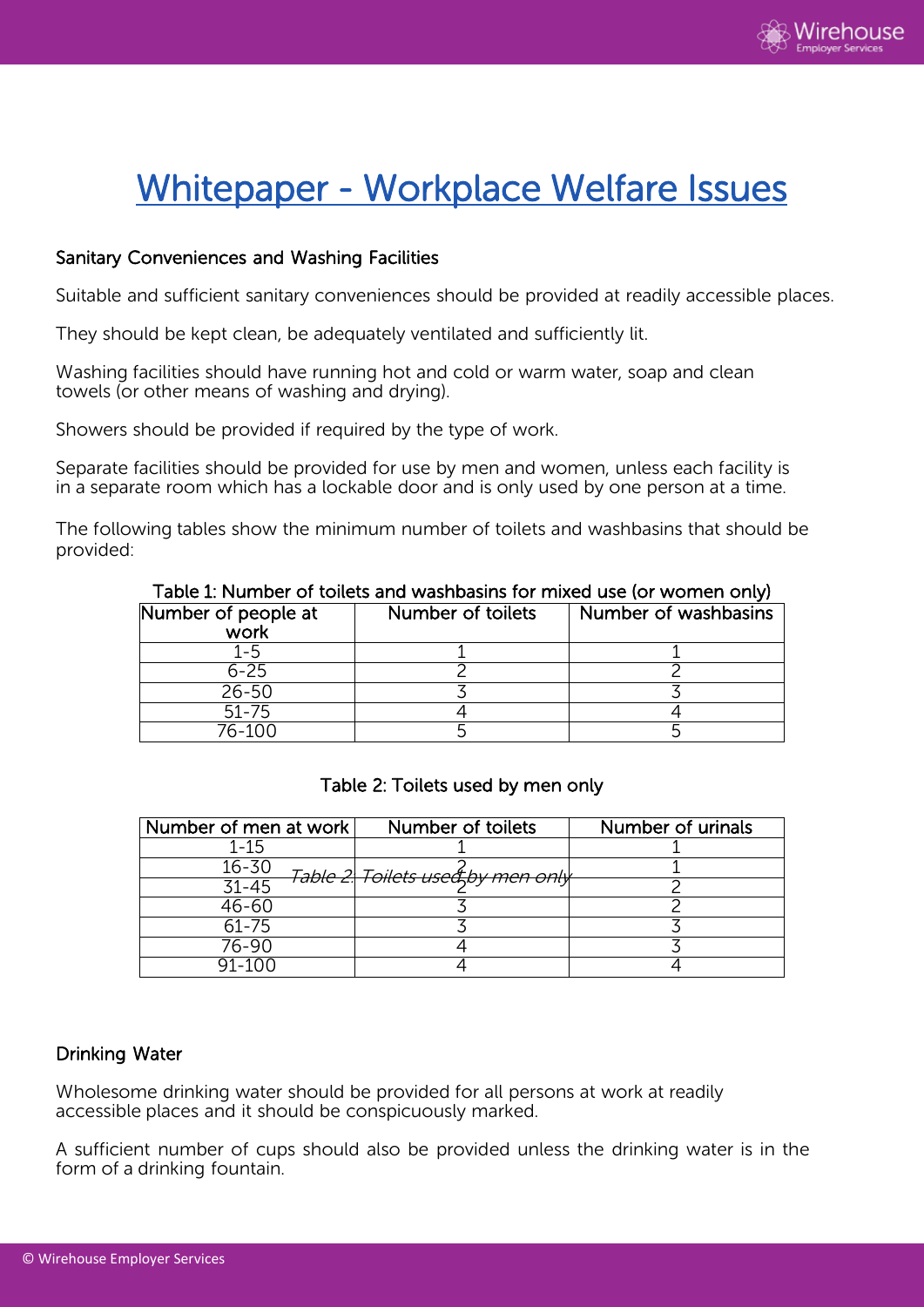# Whitepaper - Workplace Welfare Issues

## Sanitary Conveniences and Washing Facilities

Suitable and sufficient sanitary conveniences should be provided at readily accessible places.

They should be kept clean, be adequately ventilated and sufficiently lit.

Washing facilities should have running hot and cold or warm water, soap and clean towels (or other means of washing and drying).

Showers should be provided if required by the type of work.

Separate facilities should be provided for use by men and women, unless each facility is in a separate room which has a lockable door and is only used by one person at a time.

The following tables show the minimum number of toilets and washbasins that should be provided:

Table 1: Number of toilets and washbasins for mixed use (or women only)

| Number of people at work | Number of toilets | Number of washbasins |
|---|---|---|
| 1-5 | 1 | 1 |
| 6-25 | 2 | 2 |
| 26-50 | 3 | 3 |
| 51-75 | 4 | 4 |
| 76-100 | 5 | 5 |

Table 2: Toilets used by men only

| Number of men at work | Number of toilets | Number of urinals |
|---|---|---|
| 1-15 | 1 | 1 |
| 16-30 | 2 | 1 |
| 31-45 | 2 | 2 |
| 46-60 | 3 | 2 |
| 61-75 | 3 | 3 |
| 76-90 | 4 | 3 |
| 91-100 | 4 | 4 |

## Drinking Water

Wholesome drinking water should be provided for all persons at work at readily accessible places and it should be conspicuously marked.

A sufficient number of cups should also be provided unless the drinking water is in the form of a drinking fountain.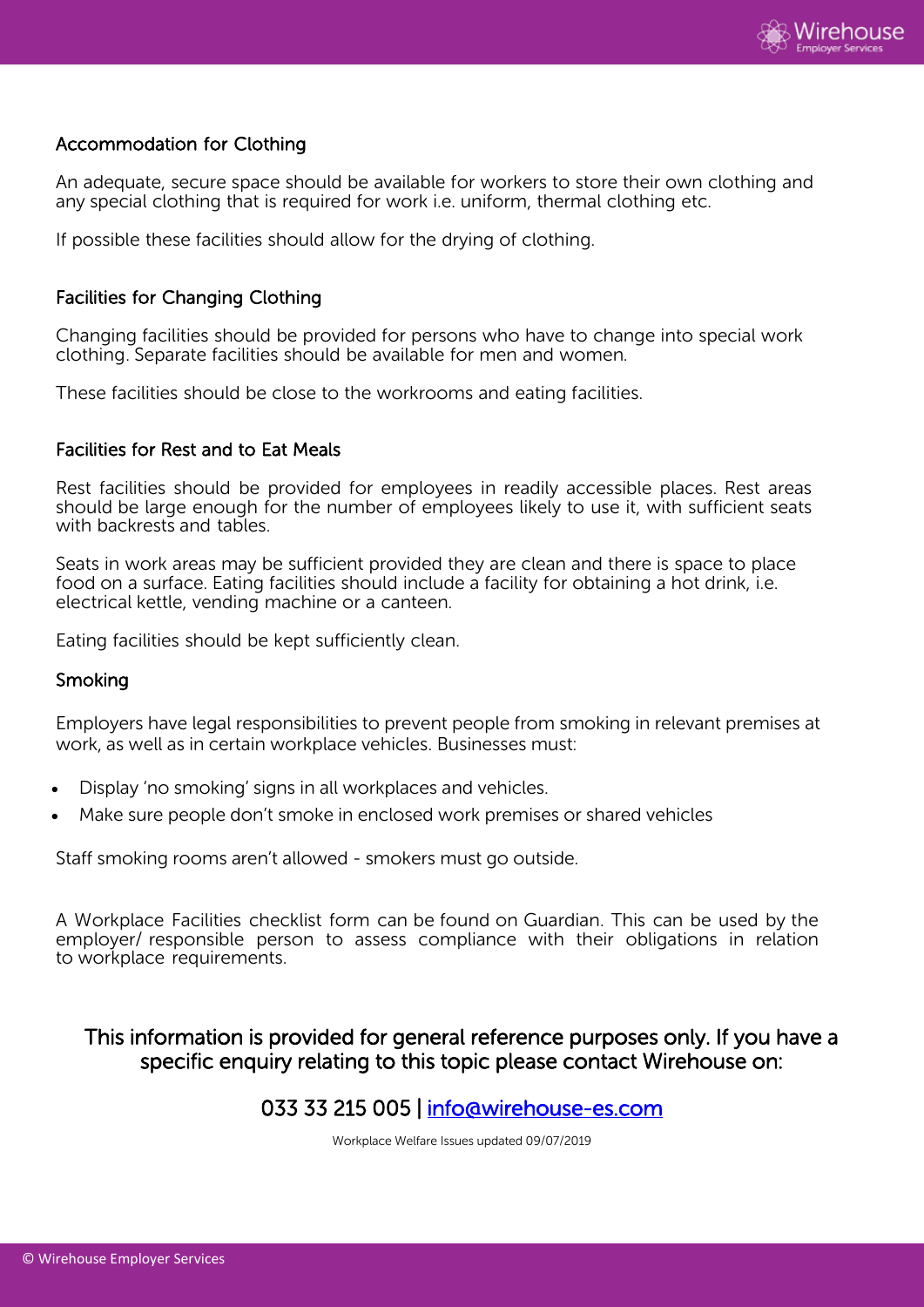### Accommodation for Clothing

An adequate, secure space should be available for workers to store their own clothing and any special clothing that is required for work i.e. uniform, thermal clothing etc.

If possible these facilities should allow for the drying of clothing.

### Facilities for Changing Clothing

Changing facilities should be provided for persons who have to change into special work clothing. Separate facilities should be available for men and women.

These facilities should be close to the workrooms and eating facilities.

### Facilities for Rest and to Eat Meals

Rest facilities should be provided for employees in readily accessible places. Rest areas should be large enough for the number of employees likely to use it, with sufficient seats with backrests and tables.

Seats in work areas may be sufficient provided they are clean and there is space to place food on a surface. Eating facilities should include a facility for obtaining a hot drink, i.e. electrical kettle, vending machine or a canteen.

Eating facilities should be kept sufficiently clean.

### Smoking

Employers have legal responsibilities to prevent people from smoking in relevant premises at work, as well as in certain workplace vehicles. Businesses must:

- Display 'no smoking' signs in all workplaces and vehicles.
- Make sure people don't smoke in enclosed work premises or shared vehicles

Staff smoking rooms aren't allowed - smokers must go outside.

A Workplace Facilities checklist form can be found on Guardian. This can be used by the employer/ responsible person to assess compliance with their obligations in relation to workplace requirements.

**This information is provided for general reference purposes only. If you have a specific enquiry relating to this topic please contact Wirehouse on:**

**033 33 215 005 | info@wirehouse-es.com**

Workplace Welfare Issues updated 09/07/2019